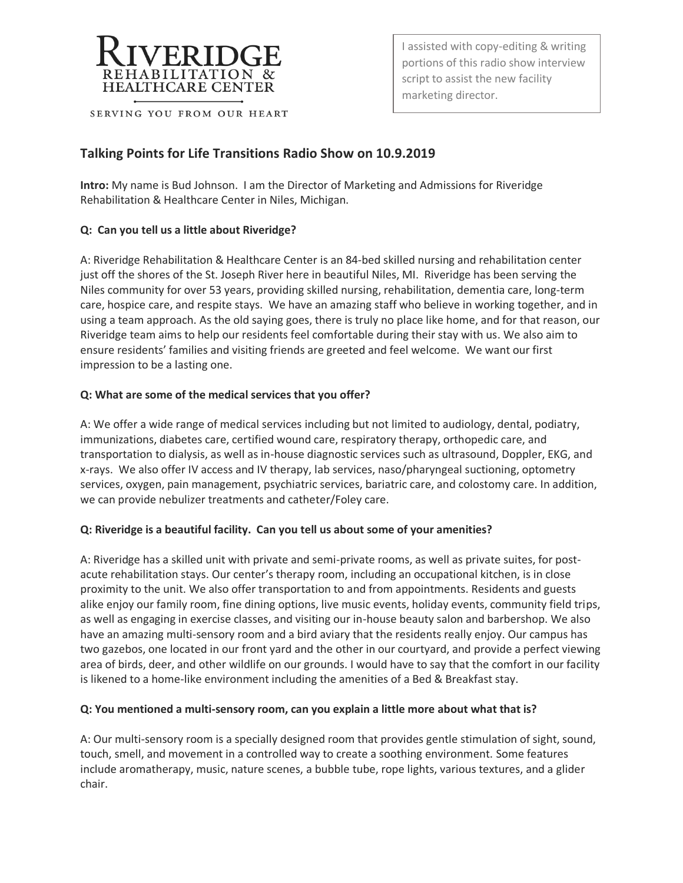# RIVERIDGE

REHABILITATION & HEALTHCARE CENTER

SERVING YOU FROM OUR HEART

I assisted with copy-editing & writing portions of this radio show interview script to assist the new facility marketing director.

## Talking Points for Life Transitions Radio Show on 10.9.2019

**Intro:** My name is Bud Johnson. I am the Director of Marketing and Admissions for Riveridge Rehabilitation & Healthcare Center in Niles, Michigan.

**Q: Can you tell us a little about Riveridge?**

A: Riveridge Rehabilitation & Healthcare Center is an 84-bed skilled nursing and rehabilitation center just off the shores of the St. Joseph River here in beautiful Niles, MI. Riveridge has been serving the Niles community for over 53 years, providing skilled nursing, rehabilitation, dementia care, long-term care, hospice care, and respite stays. We have an amazing staff who believe in working together, and in using a team approach. As the old saying goes, there is truly no place like home, and for that reason, our Riveridge team aims to help our residents feel comfortable during their stay with us. We also aim to ensure residents' families and visiting friends are greeted and feel welcome. We want our first impression to be a lasting one.

**Q: What are some of the medical services that you offer?**

A: We offer a wide range of medical services including but not limited to audiology, dental, podiatry, immunizations, diabetes care, certified wound care, respiratory therapy, orthopedic care, and transportation to dialysis, as well as in-house diagnostic services such as ultrasound, Doppler, EKG, and x-rays. We also offer IV access and IV therapy, lab services, naso/pharyngeal suctioning, optometry services, oxygen, pain management, psychiatric services, bariatric care, and colostomy care. In addition, we can provide nebulizer treatments and catheter/Foley care.

**Q: Riveridge is a beautiful facility. Can you tell us about some of your amenities?**

A: Riveridge has a skilled unit with private and semi-private rooms, as well as private suites, for post-acute rehabilitation stays. Our center's therapy room, including an occupational kitchen, is in close proximity to the unit. We also offer transportation to and from appointments. Residents and guests alike enjoy our family room, fine dining options, live music events, holiday events, community field trips, as well as engaging in exercise classes, and visiting our in-house beauty salon and barbershop. We also have an amazing multi-sensory room and a bird aviary that the residents really enjoy. Our campus has two gazebos, one located in our front yard and the other in our courtyard, and provide a perfect viewing area of birds, deer, and other wildlife on our grounds. I would have to say that the comfort in our facility is likened to a home-like environment including the amenities of a Bed & Breakfast stay.

**Q: You mentioned a multi-sensory room, can you explain a little more about what that is?**

A: Our multi-sensory room is a specially designed room that provides gentle stimulation of sight, sound, touch, smell, and movement in a controlled way to create a soothing environment. Some features include aromatherapy, music, nature scenes, a bubble tube, rope lights, various textures, and a glider chair.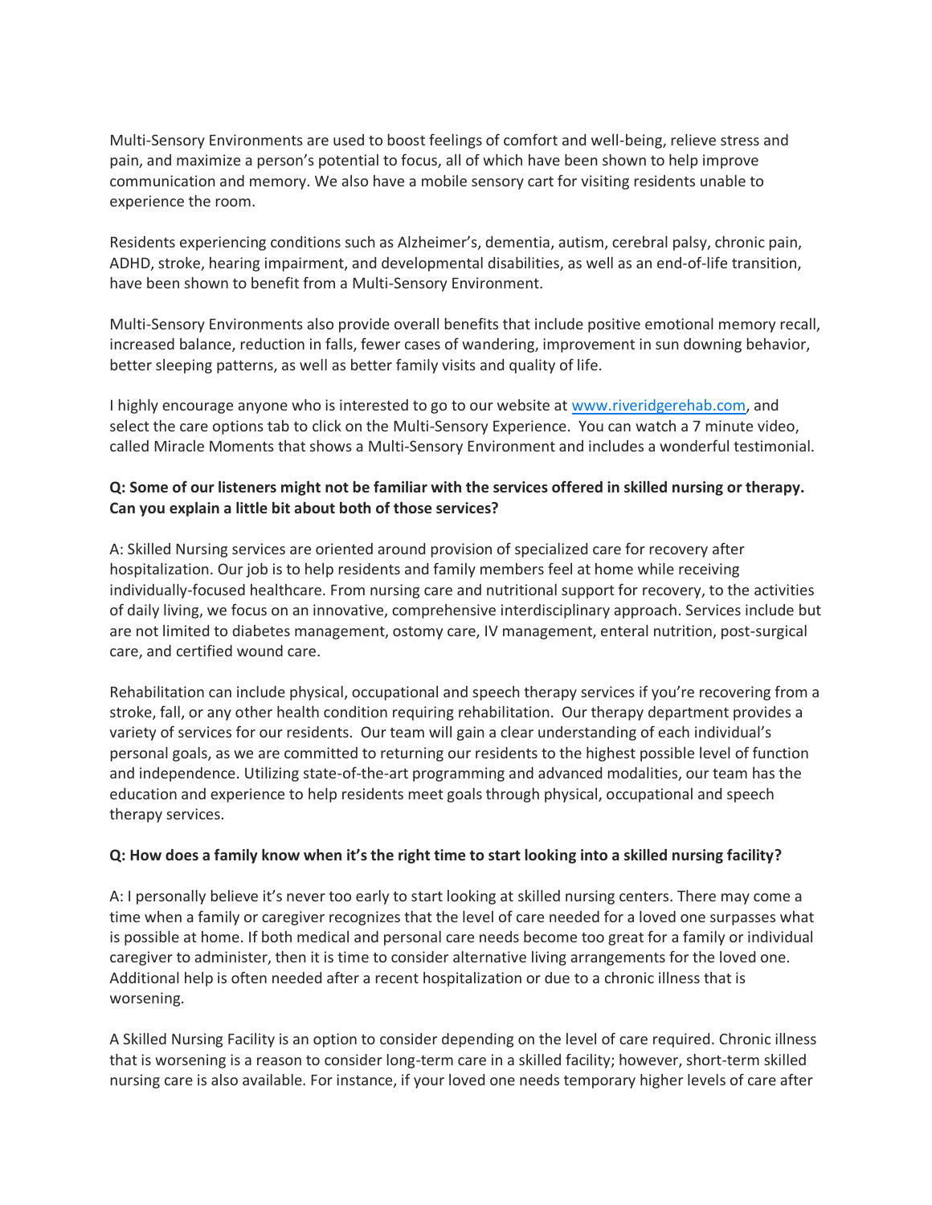Multi-Sensory Environments are used to boost feelings of comfort and well-being, relieve stress and pain, and maximize a person's potential to focus, all of which have been shown to help improve communication and memory. We also have a mobile sensory cart for visiting residents unable to experience the room.

Residents experiencing conditions such as Alzheimer's, dementia, autism, cerebral palsy, chronic pain, ADHD, stroke, hearing impairment, and developmental disabilities, as well as an end-of-life transition, have been shown to benefit from a Multi-Sensory Environment.

Multi-Sensory Environments also provide overall benefits that include positive emotional memory recall, increased balance, reduction in falls, fewer cases of wandering, improvement in sun downing behavior, better sleeping patterns, as well as better family visits and quality of life.

I highly encourage anyone who is interested to go to our website at [www.riveridgerehab.com](http://www.riveridgerehab.com), and select the care options tab to click on the Multi-Sensory Experience. You can watch a 7 minute video, called Miracle Moments that shows a Multi-Sensory Environment and includes a wonderful testimonial.

**Q: Some of our listeners might not be familiar with the services offered in skilled nursing or therapy. Can you explain a little bit about both of those services?**

A: Skilled Nursing services are oriented around provision of specialized care for recovery after hospitalization. Our job is to help residents and family members feel at home while receiving individually-focused healthcare. From nursing care and nutritional support for recovery, to the activities of daily living, we focus on an innovative, comprehensive interdisciplinary approach. Services include but are not limited to diabetes management, ostomy care, IV management, enteral nutrition, post-surgical care, and certified wound care.

Rehabilitation can include physical, occupational and speech therapy services if you're recovering from a stroke, fall, or any other health condition requiring rehabilitation. Our therapy department provides a variety of services for our residents. Our team will gain a clear understanding of each individual's personal goals, as we are committed to returning our residents to the highest possible level of function and independence. Utilizing state-of-the-art programming and advanced modalities, our team has the education and experience to help residents meet goals through physical, occupational and speech therapy services.

**Q: How does a family know when it's the right time to start looking into a skilled nursing facility?**

A: I personally believe it's never too early to start looking at skilled nursing centers. There may come a time when a family or caregiver recognizes that the level of care needed for a loved one surpasses what is possible at home. If both medical and personal care needs become too great for a family or individual caregiver to administer, then it is time to consider alternative living arrangements for the loved one. Additional help is often needed after a recent hospitalization or due to a chronic illness that is worsening.

A Skilled Nursing Facility is an option to consider depending on the level of care required. Chronic illness that is worsening is a reason to consider long-term care in a skilled facility; however, short-term skilled nursing care is also available. For instance, if your loved one needs temporary higher levels of care after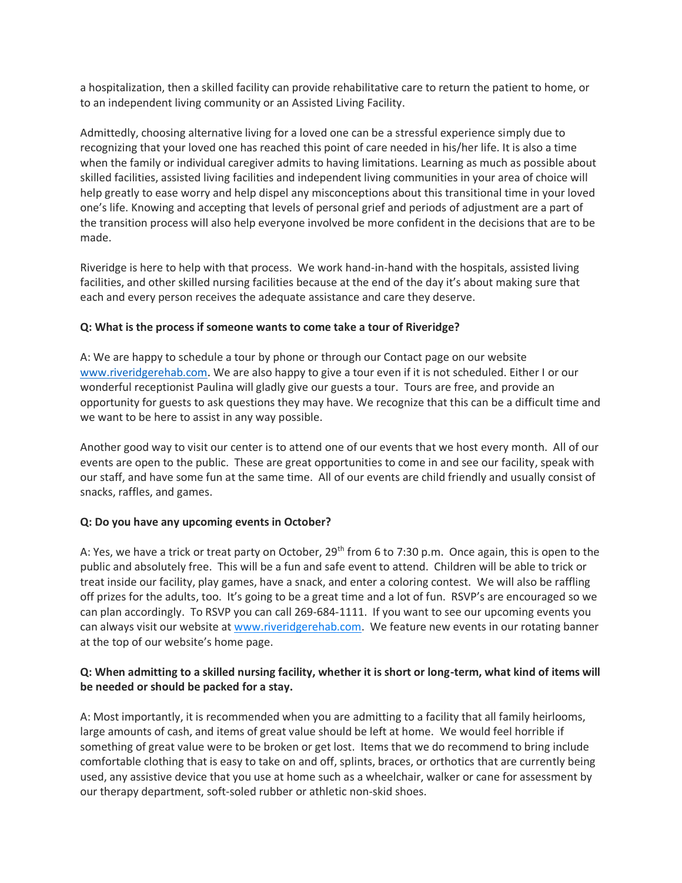a hospitalization, then a skilled facility can provide rehabilitative care to return the patient to home, or to an independent living community or an Assisted Living Facility.

Admittedly, choosing alternative living for a loved one can be a stressful experience simply due to recognizing that your loved one has reached this point of care needed in his/her life. It is also a time when the family or individual caregiver admits to having limitations. Learning as much as possible about skilled facilities, assisted living facilities and independent living communities in your area of choice will help greatly to ease worry and help dispel any misconceptions about this transitional time in your loved one's life. Knowing and accepting that levels of personal grief and periods of adjustment are a part of the transition process will also help everyone involved be more confident in the decisions that are to be made.

Riveridge is here to help with that process. We work hand-in-hand with the hospitals, assisted living facilities, and other skilled nursing facilities because at the end of the day it's about making sure that each and every person receives the adequate assistance and care they deserve.

**Q: What is the process if someone wants to come take a tour of Riveridge?**

A: We are happy to schedule a tour by phone or through our Contact page on our website [www.riveridgerehab.com](http://www.riveridgerehab.com). We are also happy to give a tour even if it is not scheduled. Either I or our wonderful receptionist Paulina will gladly give our guests a tour. Tours are free, and provide an opportunity for guests to ask questions they may have. We recognize that this can be a difficult time and we want to be here to assist in any way possible.

Another good way to visit our center is to attend one of our events that we host every month. All of our events are open to the public. These are great opportunities to come in and see our facility, speak with our staff, and have some fun at the same time. All of our events are child friendly and usually consist of snacks, raffles, and games.

**Q: Do you have any upcoming events in October?**

A: Yes, we have a trick or treat party on October, 29th from 6 to 7:30 p.m. Once again, this is open to the public and absolutely free. This will be a fun and safe event to attend. Children will be able to trick or treat inside our facility, play games, have a snack, and enter a coloring contest. We will also be raffling off prizes for the adults, too. It's going to be a great time and a lot of fun. RSVP's are encouraged so we can plan accordingly. To RSVP you can call 269-684-1111. If you want to see our upcoming events you can always visit our website at [www.riveridgerehab.com](http://www.riveridgerehab.com). We feature new events in our rotating banner at the top of our website's home page.

**Q: When admitting to a skilled nursing facility, whether it is short or long-term, what kind of items will be needed or should be packed for a stay.**

A: Most importantly, it is recommended when you are admitting to a facility that all family heirlooms, large amounts of cash, and items of great value should be left at home. We would feel horrible if something of great value were to be broken or get lost. Items that we do recommend to bring include comfortable clothing that is easy to take on and off, splints, braces, or orthotics that are currently being used, any assistive device that you use at home such as a wheelchair, walker or cane for assessment by our therapy department, soft-soled rubber or athletic non-skid shoes.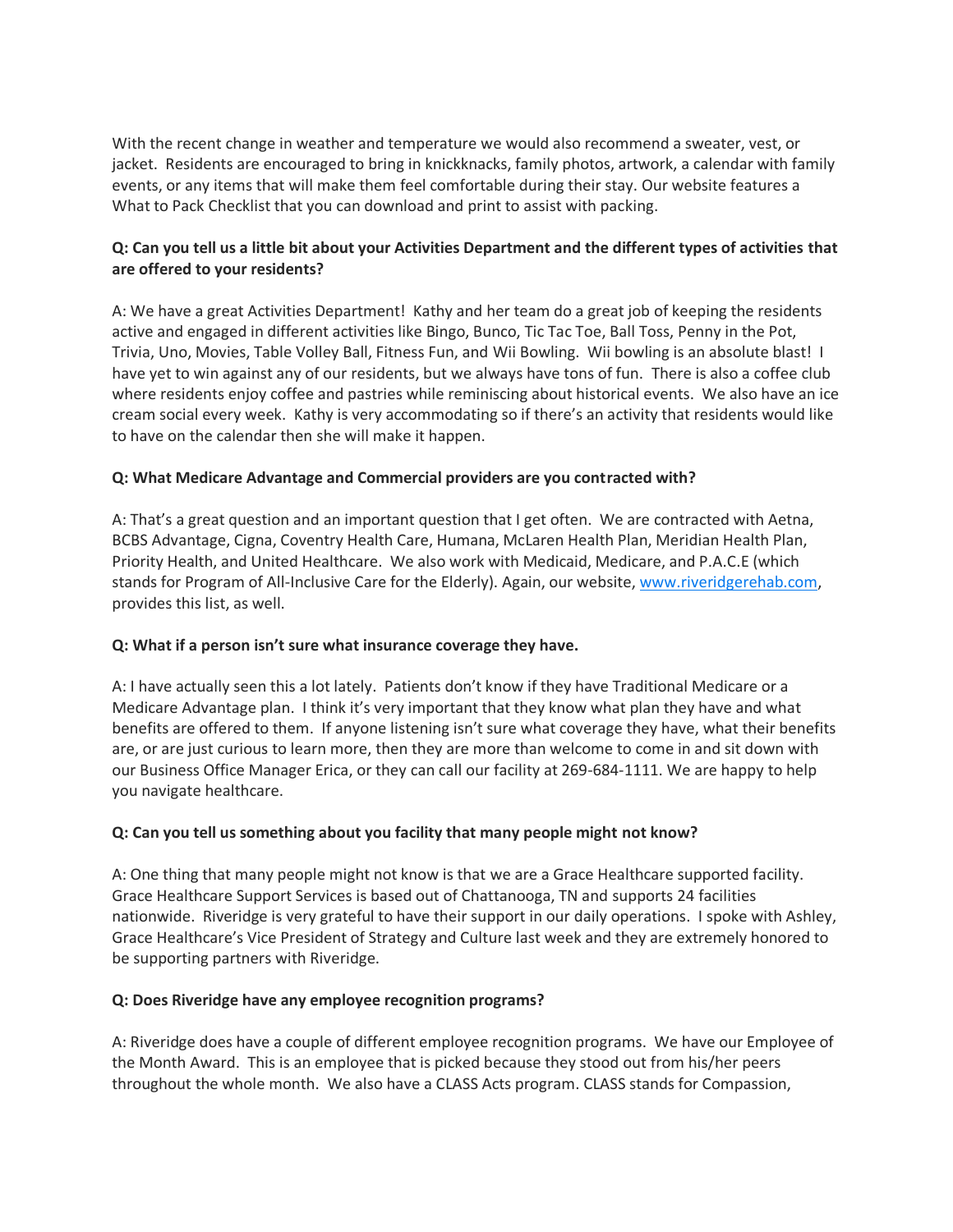With the recent change in weather and temperature we would also recommend a sweater, vest, or jacket. Residents are encouraged to bring in knickknacks, family photos, artwork, a calendar with family events, or any items that will make them feel comfortable during their stay. Our website features a What to Pack Checklist that you can download and print to assist with packing.

**Q: Can you tell us a little bit about your Activities Department and the different types of activities that are offered to your residents?**

A: We have a great Activities Department! Kathy and her team do a great job of keeping the residents active and engaged in different activities like Bingo, Bunco, Tic Tac Toe, Ball Toss, Penny in the Pot, Trivia, Uno, Movies, Table Volley Ball, Fitness Fun, and Wii Bowling. Wii bowling is an absolute blast! I have yet to win against any of our residents, but we always have tons of fun. There is also a coffee club where residents enjoy coffee and pastries while reminiscing about historical events. We also have an ice cream social every week. Kathy is very accommodating so if there's an activity that residents would like to have on the calendar then she will make it happen.

**Q: What Medicare Advantage and Commercial providers are you contracted with?**

A: That's a great question and an important question that I get often. We are contracted with Aetna, BCBS Advantage, Cigna, Coventry Health Care, Humana, McLaren Health Plan, Meridian Health Plan, Priority Health, and United Healthcare. We also work with Medicaid, Medicare, and P.A.C.E (which stands for Program of All-Inclusive Care for the Elderly). Again, our website, [www.riveridgerehab.com](www.riveridgerehab.com), provides this list, as well.

**Q: What if a person isn't sure what insurance coverage they have.**

A: I have actually seen this a lot lately. Patients don't know if they have Traditional Medicare or a Medicare Advantage plan. I think it's very important that they know what plan they have and what benefits are offered to them. If anyone listening isn't sure what coverage they have, what their benefits are, or are just curious to learn more, then they are more than welcome to come in and sit down with our Business Office Manager Erica, or they can call our facility at 269-684-1111. We are happy to help you navigate healthcare.

**Q: Can you tell us something about you facility that many people might not know?**

A: One thing that many people might not know is that we are a Grace Healthcare supported facility. Grace Healthcare Support Services is based out of Chattanooga, TN and supports 24 facilities nationwide. Riveridge is very grateful to have their support in our daily operations. I spoke with Ashley, Grace Healthcare's Vice President of Strategy and Culture last week and they are extremely honored to be supporting partners with Riveridge.

**Q: Does Riveridge have any employee recognition programs?**

A: Riveridge does have a couple of different employee recognition programs. We have our Employee of the Month Award. This is an employee that is picked because they stood out from his/her peers throughout the whole month. We also have a CLASS Acts program. CLASS stands for Compassion,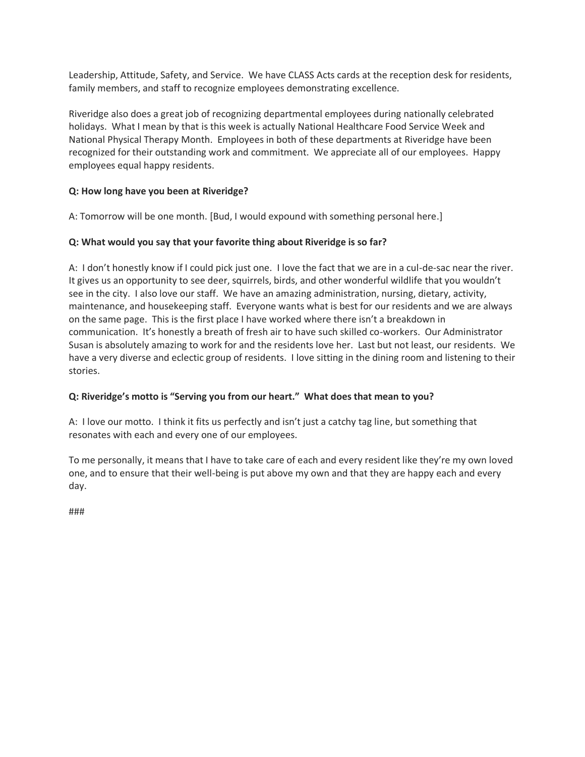Leadership, Attitude, Safety, and Service. We have CLASS Acts cards at the reception desk for residents, family members, and staff to recognize employees demonstrating excellence.

Riveridge also does a great job of recognizing departmental employees during nationally celebrated holidays. What I mean by that is this week is actually National Healthcare Food Service Week and National Physical Therapy Month. Employees in both of these departments at Riveridge have been recognized for their outstanding work and commitment. We appreciate all of our employees. Happy employees equal happy residents.

**Q: How long have you been at Riveridge?**

A: Tomorrow will be one month. [Bud, I would expound with something personal here.]

**Q: What would you say that your favorite thing about Riveridge is so far?**

A: I don't honestly know if I could pick just one. I love the fact that we are in a cul-de-sac near the river. It gives us an opportunity to see deer, squirrels, birds, and other wonderful wildlife that you wouldn't see in the city. I also love our staff. We have an amazing administration, nursing, dietary, activity, maintenance, and housekeeping staff. Everyone wants what is best for our residents and we are always on the same page. This is the first place I have worked where there isn't a breakdown in communication. It's honestly a breath of fresh air to have such skilled co-workers. Our Administrator Susan is absolutely amazing to work for and the residents love her. Last but not least, our residents. We have a very diverse and eclectic group of residents. I love sitting in the dining room and listening to their stories.

**Q: Riveridge's motto is "Serving you from our heart." What does that mean to you?**

A: I love our motto. I think it fits us perfectly and isn't just a catchy tag line, but something that resonates with each and every one of our employees.

To me personally, it means that I have to take care of each and every resident like they're my own loved one, and to ensure that their well-being is put above my own and that they are happy each and every day.

###